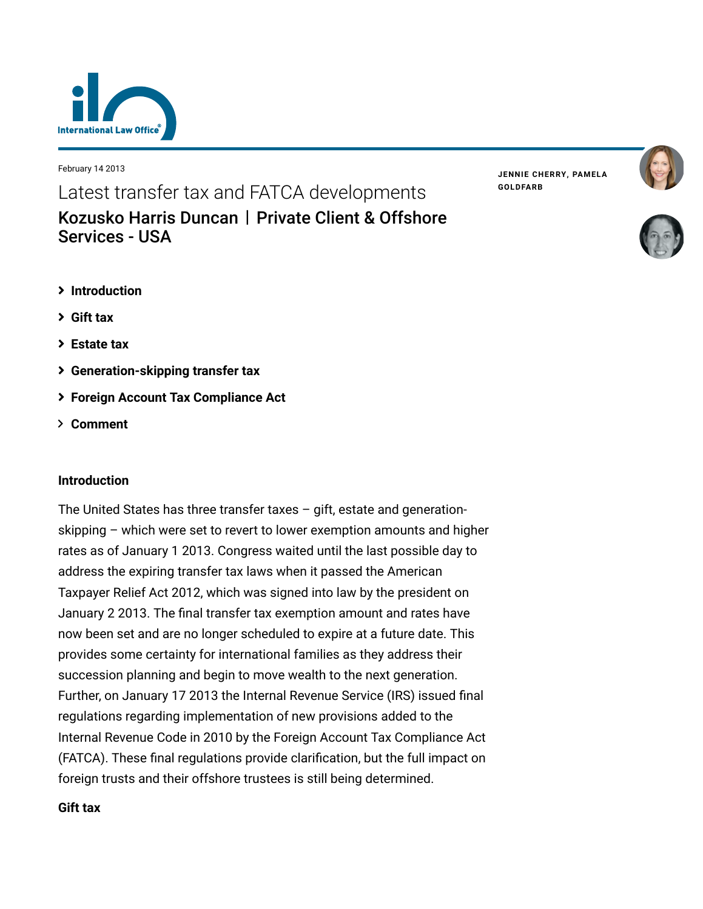February 14 2013

# Latest transfer tax and FATCA developments

## Kozusko Harris Duncan | Private Client & Offshore Services - USA

**JENNIE CHERRY, PAMELA GOLDFARB**

- **Introduction**
- **Gift tax**
- **Estate tax**
- **Generation-skipping transfer tax**
- **Foreign Account Tax Compliance Act**
- **Comment**

### Introduction

The United States has three transfer taxes – gift, estate and generation-skipping – which were set to revert to lower exemption amounts and higher rates as of January 1 2013. Congress waited until the last possible day to address the expiring transfer tax laws when it passed the American Taxpayer Relief Act 2012, which was signed into law by the president on January 2 2013. The final transfer tax exemption amount and rates have now been set and are no longer scheduled to expire at a future date. This provides some certainty for international families as they address their succession planning and begin to move wealth to the next generation. Further, on January 17 2013 the Internal Revenue Service (IRS) issued final regulations regarding implementation of new provisions added to the Internal Revenue Code in 2010 by the Foreign Account Tax Compliance Act (FATCA). These final regulations provide clarification, but the full impact on foreign trusts and their offshore trustees is still being determined.

### Gift tax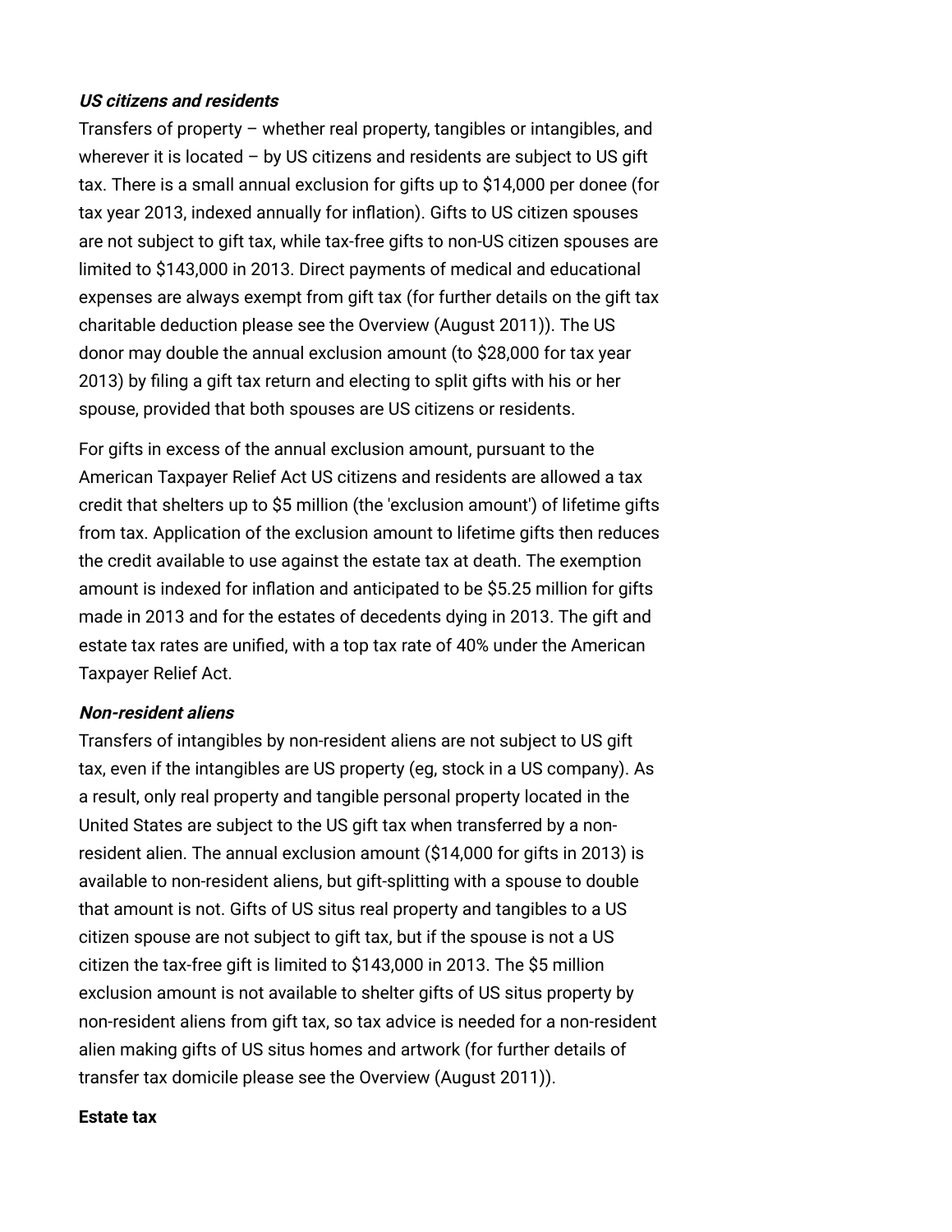***US citizens and residents***

Transfers of property – whether real property, tangibles or intangibles, and wherever it is located – by US citizens and residents are subject to US gift tax. There is a small annual exclusion for gifts up to $14,000 per donee (for tax year 2013, indexed annually for inflation). Gifts to US citizen spouses are not subject to gift tax, while tax-free gifts to non-US citizen spouses are limited to $143,000 in 2013. Direct payments of medical and educational expenses are always exempt from gift tax (for further details on the gift tax charitable deduction please see the Overview (August 2011)). The US donor may double the annual exclusion amount (to $28,000 for tax year 2013) by filing a gift tax return and electing to split gifts with his or her spouse, provided that both spouses are US citizens or residents.

For gifts in excess of the annual exclusion amount, pursuant to the American Taxpayer Relief Act US citizens and residents are allowed a tax credit that shelters up to $5 million (the 'exclusion amount') of lifetime gifts from tax. Application of the exclusion amount to lifetime gifts then reduces the credit available to use against the estate tax at death. The exemption amount is indexed for inflation and anticipated to be $5.25 million for gifts made in 2013 and for the estates of decedents dying in 2013. The gift and estate tax rates are unified, with a top tax rate of 40% under the American Taxpayer Relief Act.

***Non-resident aliens***

Transfers of intangibles by non-resident aliens are not subject to US gift tax, even if the intangibles are US property (eg, stock in a US company). As a result, only real property and tangible personal property located in the United States are subject to the US gift tax when transferred by a non-resident alien. The annual exclusion amount ($14,000 for gifts in 2013) is available to non-resident aliens, but gift-splitting with a spouse to double that amount is not. Gifts of US situs real property and tangibles to a US citizen spouse are not subject to gift tax, but if the spouse is not a US citizen the tax-free gift is limited to $143,000 in 2013. The $5 million exclusion amount is not available to shelter gifts of US situs property by non-resident aliens from gift tax, so tax advice is needed for a non-resident alien making gifts of US situs homes and artwork (for further details of transfer tax domicile please see the Overview (August 2011)).

**Estate tax**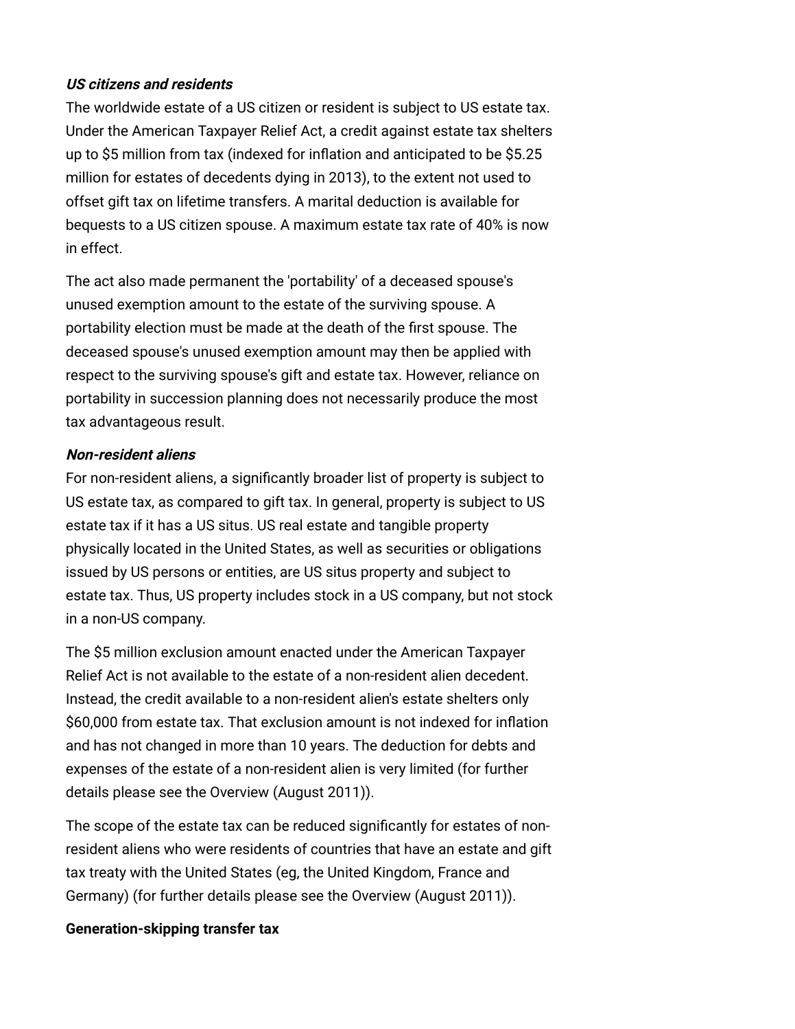***US citizens and residents***

The worldwide estate of a US citizen or resident is subject to US estate tax. Under the American Taxpayer Relief Act, a credit against estate tax shelters up to $5 million from tax (indexed for inflation and anticipated to be $5.25 million for estates of decedents dying in 2013), to the extent not used to offset gift tax on lifetime transfers. A marital deduction is available for bequests to a US citizen spouse. A maximum estate tax rate of 40% is now in effect.

The act also made permanent the 'portability' of a deceased spouse's unused exemption amount to the estate of the surviving spouse. A portability election must be made at the death of the first spouse. The deceased spouse's unused exemption amount may then be applied with respect to the surviving spouse's gift and estate tax. However, reliance on portability in succession planning does not necessarily produce the most tax advantageous result.

***Non-resident aliens***

For non-resident aliens, a significantly broader list of property is subject to US estate tax, as compared to gift tax. In general, property is subject to US estate tax if it has a US situs. US real estate and tangible property physically located in the United States, as well as securities or obligations issued by US persons or entities, are US situs property and subject to estate tax. Thus, US property includes stock in a US company, but not stock in a non-US company.

The $5 million exclusion amount enacted under the American Taxpayer Relief Act is not available to the estate of a non-resident alien decedent. Instead, the credit available to a non-resident alien's estate shelters only $60,000 from estate tax. That exclusion amount is not indexed for inflation and has not changed in more than 10 years. The deduction for debts and expenses of the estate of a non-resident alien is very limited (for further details please see the Overview (August 2011)).

The scope of the estate tax can be reduced significantly for estates of non-resident aliens who were residents of countries that have an estate and gift tax treaty with the United States (eg, the United Kingdom, France and Germany) (for further details please see the Overview (August 2011)).

**Generation-skipping transfer tax**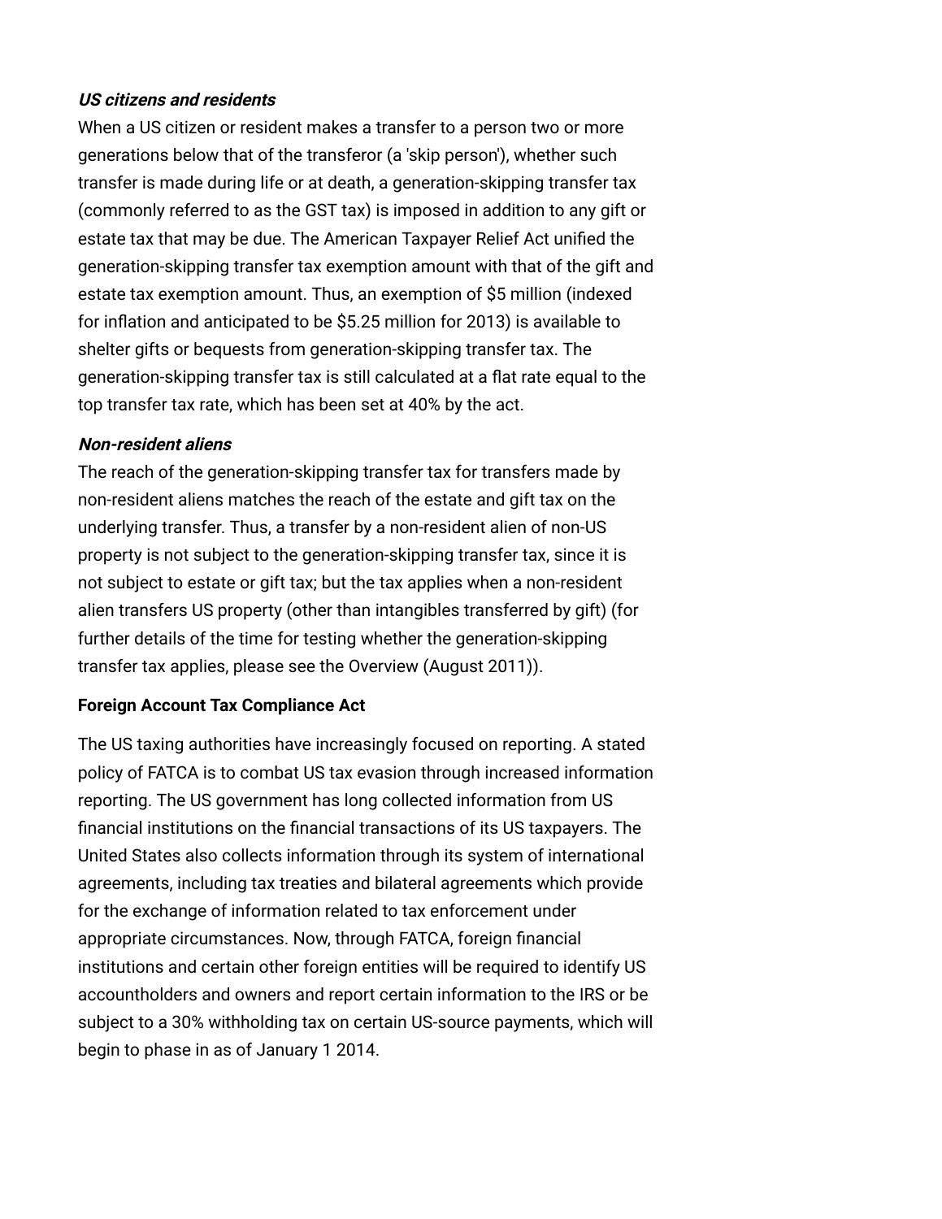***US citizens and residents***

When a US citizen or resident makes a transfer to a person two or more generations below that of the transferor (a 'skip person'), whether such transfer is made during life or at death, a generation-skipping transfer tax (commonly referred to as the GST tax) is imposed in addition to any gift or estate tax that may be due. The American Taxpayer Relief Act unified the generation-skipping transfer tax exemption amount with that of the gift and estate tax exemption amount. Thus, an exemption of $5 million (indexed for inflation and anticipated to be $5.25 million for 2013) is available to shelter gifts or bequests from generation-skipping transfer tax. The generation-skipping transfer tax is still calculated at a flat rate equal to the top transfer tax rate, which has been set at 40% by the act.

***Non-resident aliens***

The reach of the generation-skipping transfer tax for transfers made by non-resident aliens matches the reach of the estate and gift tax on the underlying transfer. Thus, a transfer by a non-resident alien of non-US property is not subject to the generation-skipping transfer tax, since it is not subject to estate or gift tax; but the tax applies when a non-resident alien transfers US property (other than intangibles transferred by gift) (for further details of the time for testing whether the generation-skipping transfer tax applies, please see the Overview (August 2011)).

**Foreign Account Tax Compliance Act**

The US taxing authorities have increasingly focused on reporting. A stated policy of FATCA is to combat US tax evasion through increased information reporting. The US government has long collected information from US financial institutions on the financial transactions of its US taxpayers. The United States also collects information through its system of international agreements, including tax treaties and bilateral agreements which provide for the exchange of information related to tax enforcement under appropriate circumstances. Now, through FATCA, foreign financial institutions and certain other foreign entities will be required to identify US accountholders and owners and report certain information to the IRS or be subject to a 30% withholding tax on certain US-source payments, which will begin to phase in as of January 1 2014.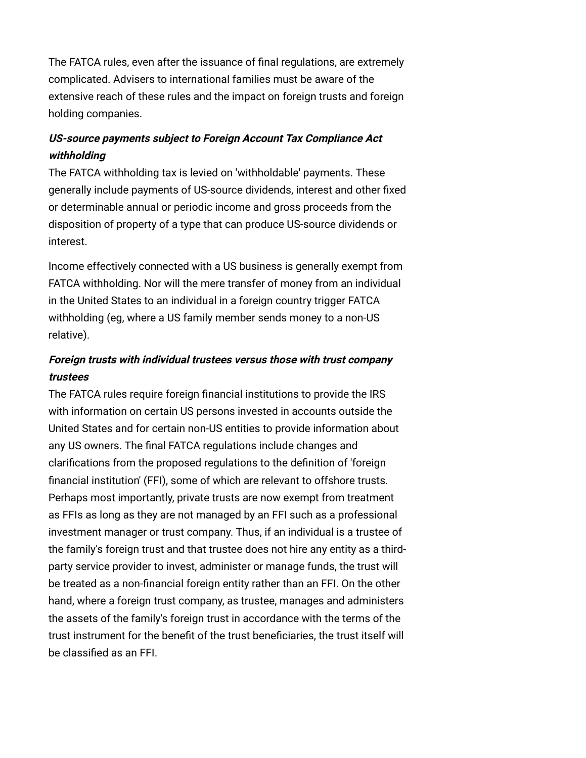The FATCA rules, even after the issuance of final regulations, are extremely complicated. Advisers to international families must be aware of the extensive reach of these rules and the impact on foreign trusts and foreign holding companies.

***US-source payments subject to Foreign Account Tax Compliance Act withholding***

The FATCA withholding tax is levied on 'withholdable' payments. These generally include payments of US-source dividends, interest and other fixed or determinable annual or periodic income and gross proceeds from the disposition of property of a type that can produce US-source dividends or interest.

Income effectively connected with a US business is generally exempt from FATCA withholding. Nor will the mere transfer of money from an individual in the United States to an individual in a foreign country trigger FATCA withholding (eg, where a US family member sends money to a non-US relative).

***Foreign trusts with individual trustees versus those with trust company trustees***

The FATCA rules require foreign financial institutions to provide the IRS with information on certain US persons invested in accounts outside the United States and for certain non-US entities to provide information about any US owners. The final FATCA regulations include changes and clarifications from the proposed regulations to the definition of 'foreign financial institution' (FFI), some of which are relevant to offshore trusts. Perhaps most importantly, private trusts are now exempt from treatment as FFIs as long as they are not managed by an FFI such as a professional investment manager or trust company. Thus, if an individual is a trustee of the family's foreign trust and that trustee does not hire any entity as a third-party service provider to invest, administer or manage funds, the trust will be treated as a non-financial foreign entity rather than an FFI. On the other hand, where a foreign trust company, as trustee, manages and administers the assets of the family's foreign trust in accordance with the terms of the trust instrument for the benefit of the trust beneficiaries, the trust itself will be classified as an FFI.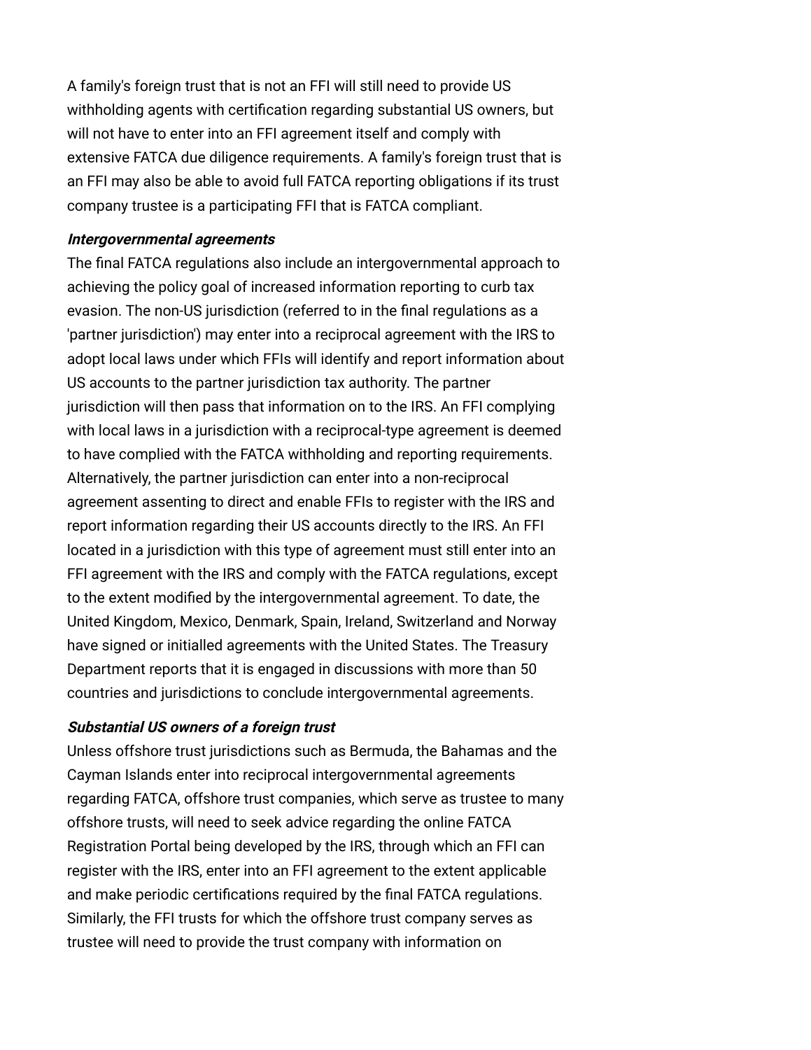A family's foreign trust that is not an FFI will still need to provide US withholding agents with certification regarding substantial US owners, but will not have to enter into an FFI agreement itself and comply with extensive FATCA due diligence requirements. A family's foreign trust that is an FFI may also be able to avoid full FATCA reporting obligations if its trust company trustee is a participating FFI that is FATCA compliant.

***Intergovernmental agreements***

The final FATCA regulations also include an intergovernmental approach to achieving the policy goal of increased information reporting to curb tax evasion. The non-US jurisdiction (referred to in the final regulations as a 'partner jurisdiction') may enter into a reciprocal agreement with the IRS to adopt local laws under which FFIs will identify and report information about US accounts to the partner jurisdiction tax authority. The partner jurisdiction will then pass that information on to the IRS. An FFI complying with local laws in a jurisdiction with a reciprocal-type agreement is deemed to have complied with the FATCA withholding and reporting requirements. Alternatively, the partner jurisdiction can enter into a non-reciprocal agreement assenting to direct and enable FFIs to register with the IRS and report information regarding their US accounts directly to the IRS. An FFI located in a jurisdiction with this type of agreement must still enter into an FFI agreement with the IRS and comply with the FATCA regulations, except to the extent modified by the intergovernmental agreement. To date, the United Kingdom, Mexico, Denmark, Spain, Ireland, Switzerland and Norway have signed or initialled agreements with the United States. The Treasury Department reports that it is engaged in discussions with more than 50 countries and jurisdictions to conclude intergovernmental agreements.

***Substantial US owners of a foreign trust***

Unless offshore trust jurisdictions such as Bermuda, the Bahamas and the Cayman Islands enter into reciprocal intergovernmental agreements regarding FATCA, offshore trust companies, which serve as trustee to many offshore trusts, will need to seek advice regarding the online FATCA Registration Portal being developed by the IRS, through which an FFI can register with the IRS, enter into an FFI agreement to the extent applicable and make periodic certifications required by the final FATCA regulations. Similarly, the FFI trusts for which the offshore trust company serves as trustee will need to provide the trust company with information on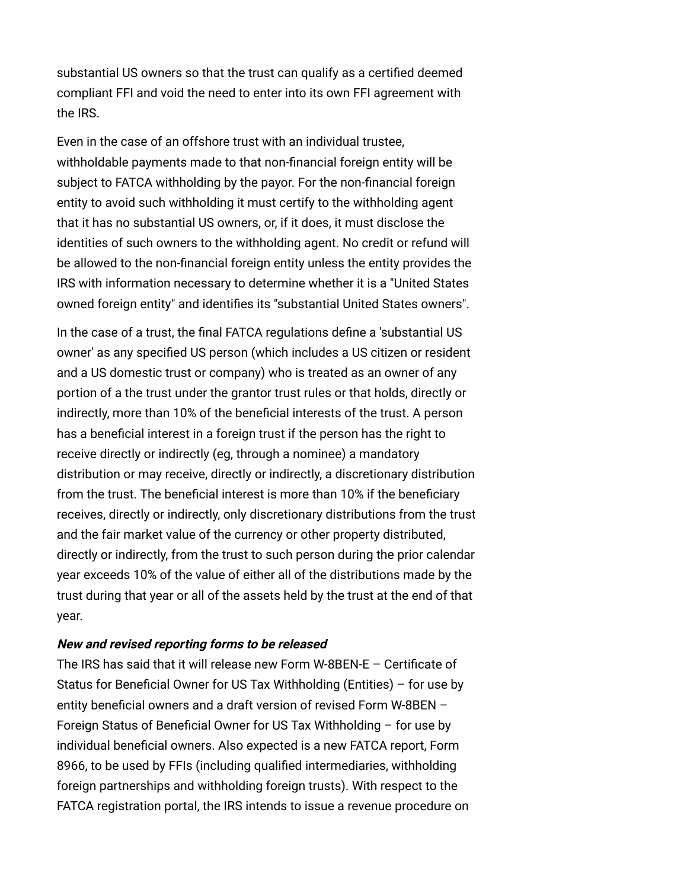substantial US owners so that the trust can qualify as a certified deemed compliant FFI and void the need to enter into its own FFI agreement with the IRS.

Even in the case of an offshore trust with an individual trustee, withholdable payments made to that non-financial foreign entity will be subject to FATCA withholding by the payor. For the non-financial foreign entity to avoid such withholding it must certify to the withholding agent that it has no substantial US owners, or, if it does, it must disclose the identities of such owners to the withholding agent. No credit or refund will be allowed to the non-financial foreign entity unless the entity provides the IRS with information necessary to determine whether it is a "United States owned foreign entity" and identifies its "substantial United States owners".

In the case of a trust, the final FATCA regulations define a 'substantial US owner' as any specified US person (which includes a US citizen or resident and a US domestic trust or company) who is treated as an owner of any portion of a the trust under the grantor trust rules or that holds, directly or indirectly, more than 10% of the beneficial interests of the trust. A person has a beneficial interest in a foreign trust if the person has the right to receive directly or indirectly (eg, through a nominee) a mandatory distribution or may receive, directly or indirectly, a discretionary distribution from the trust. The beneficial interest is more than 10% if the beneficiary receives, directly or indirectly, only discretionary distributions from the trust and the fair market value of the currency or other property distributed, directly or indirectly, from the trust to such person during the prior calendar year exceeds 10% of the value of either all of the distributions made by the trust during that year or all of the assets held by the trust at the end of that year.

***New and revised reporting forms to be released***

The IRS has said that it will release new Form W-8BEN-E – Certificate of Status for Beneficial Owner for US Tax Withholding (Entities) – for use by entity beneficial owners and a draft version of revised Form W-8BEN – Foreign Status of Beneficial Owner for US Tax Withholding – for use by individual beneficial owners. Also expected is a new FATCA report, Form 8966, to be used by FFIs (including qualified intermediaries, withholding foreign partnerships and withholding foreign trusts). With respect to the FATCA registration portal, the IRS intends to issue a revenue procedure on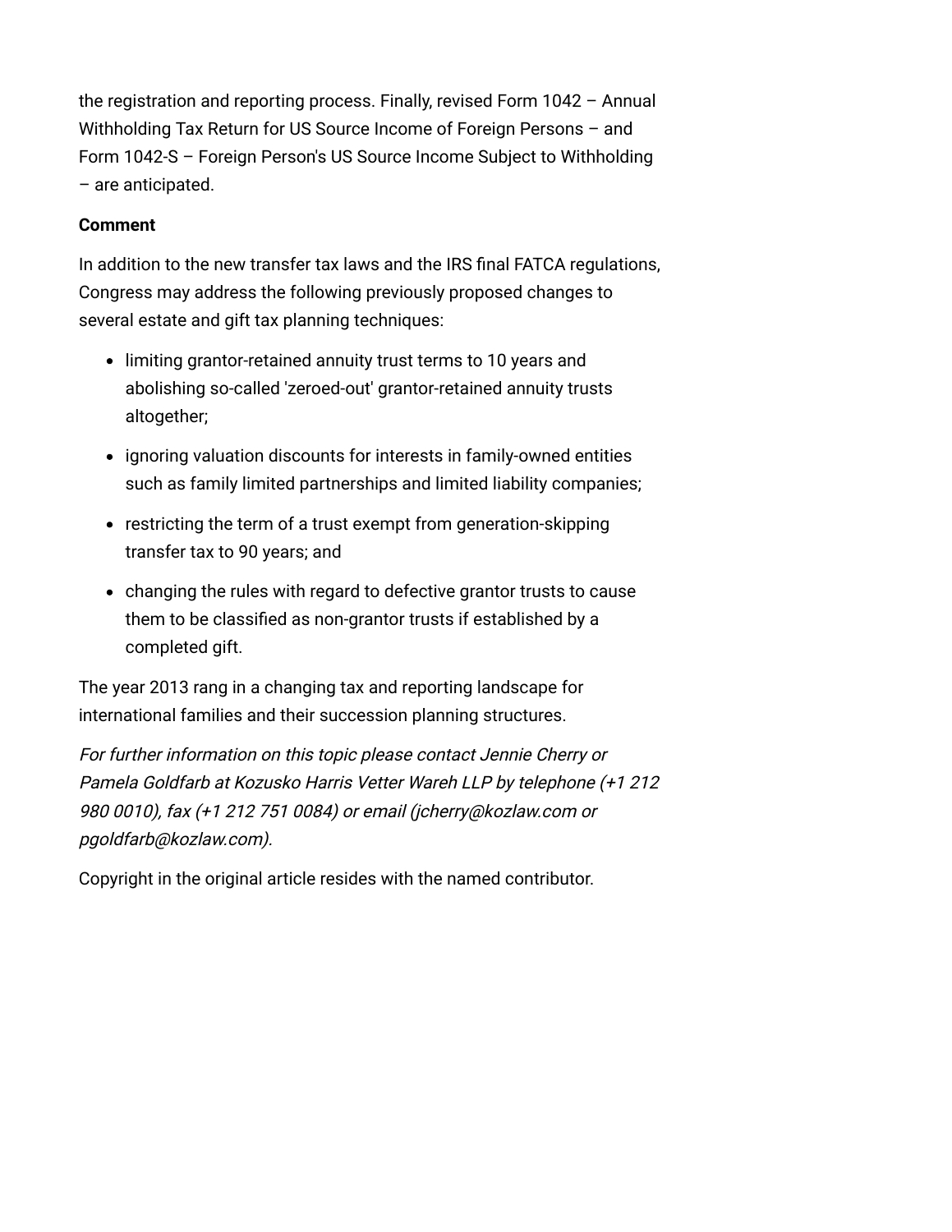the registration and reporting process. Finally, revised Form 1042 – Annual Withholding Tax Return for US Source Income of Foreign Persons – and Form 1042-S – Foreign Person's US Source Income Subject to Withholding – are anticipated.

**Comment**

In addition to the new transfer tax laws and the IRS final FATCA regulations, Congress may address the following previously proposed changes to several estate and gift tax planning techniques:

- limiting grantor-retained annuity trust terms to 10 years and abolishing so-called 'zeroed-out' grantor-retained annuity trusts altogether;
- ignoring valuation discounts for interests in family-owned entities such as family limited partnerships and limited liability companies;
- restricting the term of a trust exempt from generation-skipping transfer tax to 90 years; and
- changing the rules with regard to defective grantor trusts to cause them to be classified as non-grantor trusts if established by a completed gift.

The year 2013 rang in a changing tax and reporting landscape for international families and their succession planning structures.

*For further information on this topic please contact Jennie Cherry or Pamela Goldfarb at Kozusko Harris Vetter Wareh LLP by telephone (+1 212 980 0010), fax (+1 212 751 0084) or email (jcherry@kozlaw.com or pgoldfarb@kozlaw.com).*

Copyright in the original article resides with the named contributor.